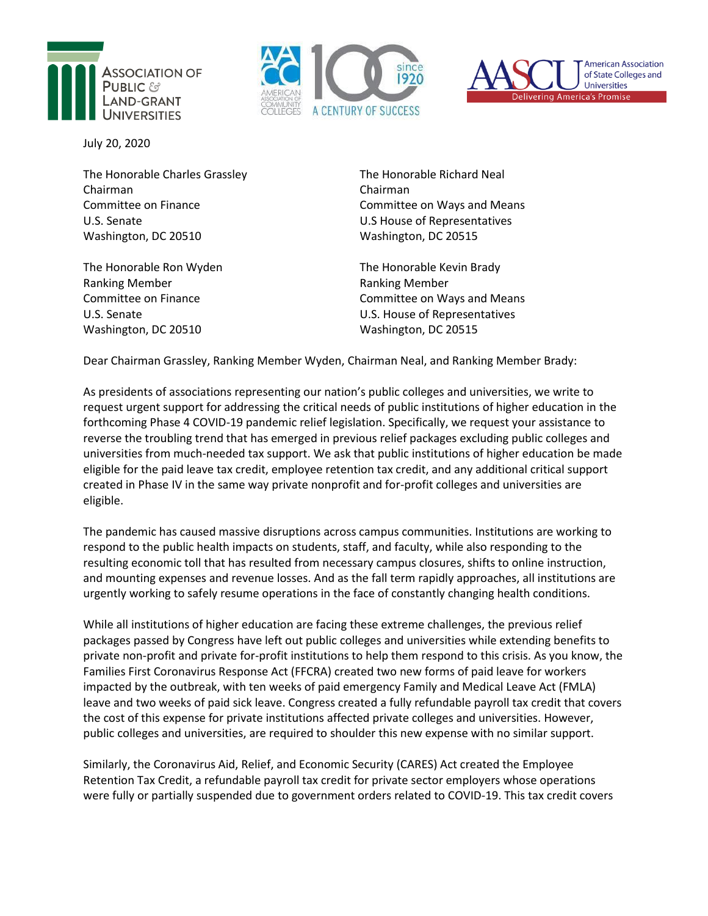July 20, 2020

The Honorable Charles Grassley
Chairman
Committee on Finance
U.S. Senate
Washington, DC 20510

The Honorable Ron Wyden
Ranking Member
Committee on Finance
U.S. Senate
Washington, DC 20510

The Honorable Richard Neal
Chairman
Committee on Ways and Means
U.S House of Representatives
Washington, DC 20515

The Honorable Kevin Brady
Ranking Member
Committee on Ways and Means
U.S. House of Representatives
Washington, DC 20515

Dear Chairman Grassley, Ranking Member Wyden, Chairman Neal, and Ranking Member Brady:

As presidents of associations representing our nation's public colleges and universities, we write to request urgent support for addressing the critical needs of public institutions of higher education in the forthcoming Phase 4 COVID-19 pandemic relief legislation. Specifically, we request your assistance to reverse the troubling trend that has emerged in previous relief packages excluding public colleges and universities from much-needed tax support. We ask that public institutions of higher education be made eligible for the paid leave tax credit, employee retention tax credit, and any additional critical support created in Phase IV in the same way private nonprofit and for-profit colleges and universities are eligible.

The pandemic has caused massive disruptions across campus communities. Institutions are working to respond to the public health impacts on students, staff, and faculty, while also responding to the resulting economic toll that has resulted from necessary campus closures, shifts to online instruction, and mounting expenses and revenue losses. And as the fall term rapidly approaches, all institutions are urgently working to safely resume operations in the face of constantly changing health conditions.

While all institutions of higher education are facing these extreme challenges, the previous relief packages passed by Congress have left out public colleges and universities while extending benefits to private non-profit and private for-profit institutions to help them respond to this crisis. As you know, the Families First Coronavirus Response Act (FFCRA) created two new forms of paid leave for workers impacted by the outbreak, with ten weeks of paid emergency Family and Medical Leave Act (FMLA) leave and two weeks of paid sick leave. Congress created a fully refundable payroll tax credit that covers the cost of this expense for private institutions affected private colleges and universities. However, public colleges and universities, are required to shoulder this new expense with no similar support.

Similarly, the Coronavirus Aid, Relief, and Economic Security (CARES) Act created the Employee Retention Tax Credit, a refundable payroll tax credit for private sector employers whose operations were fully or partially suspended due to government orders related to COVID-19. This tax credit covers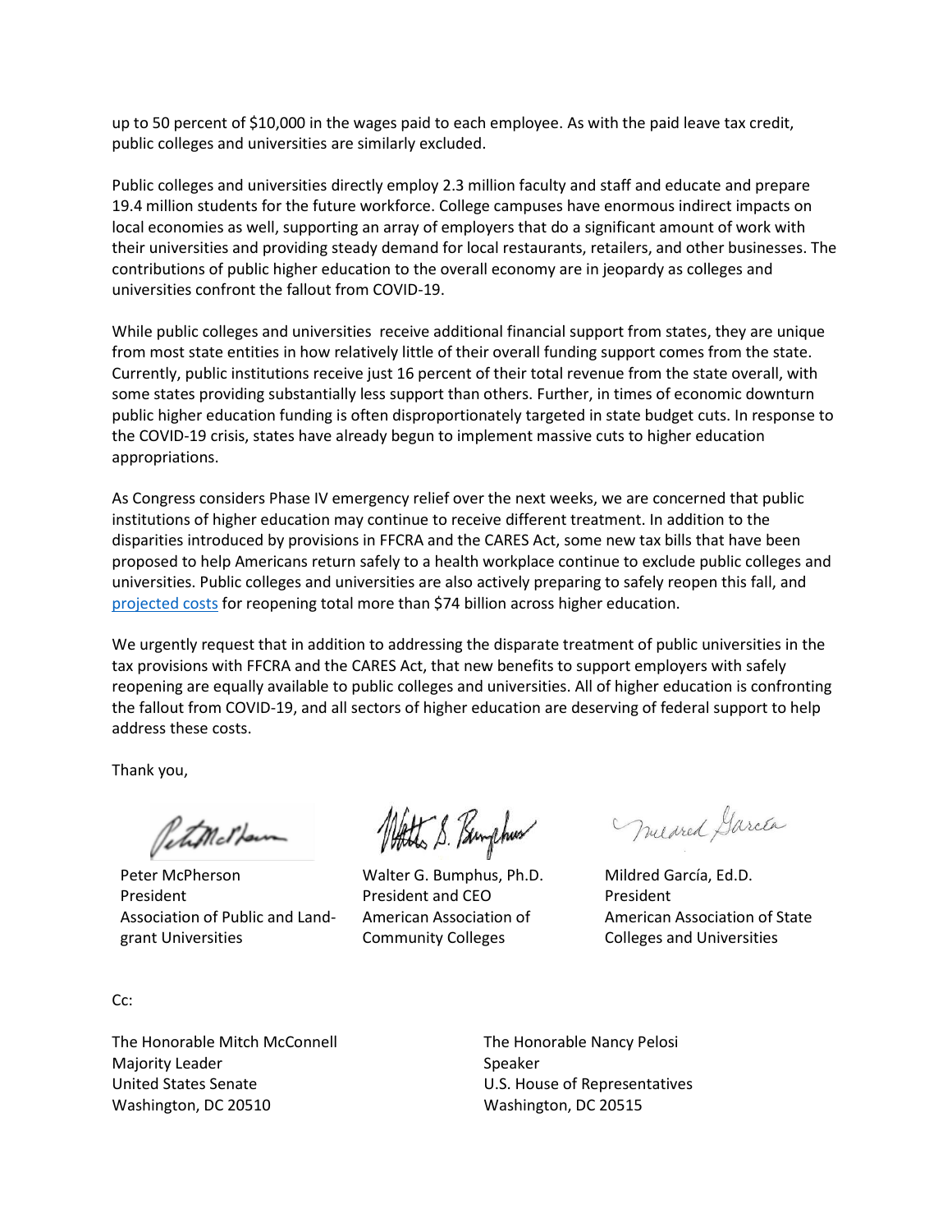up to 50 percent of $10,000 in the wages paid to each employee. As with the paid leave tax credit, public colleges and universities are similarly excluded.

Public colleges and universities directly employ 2.3 million faculty and staff and educate and prepare 19.4 million students for the future workforce. College campuses have enormous indirect impacts on local economies as well, supporting an array of employers that do a significant amount of work with their universities and providing steady demand for local restaurants, retailers, and other businesses. The contributions of public higher education to the overall economy are in jeopardy as colleges and universities confront the fallout from COVID-19.

While public colleges and universities receive additional financial support from states, they are unique from most state entities in how relatively little of their overall funding support comes from the state. Currently, public institutions receive just 16 percent of their total revenue from the state overall, with some states providing substantially less support than others. Further, in times of economic downturn public higher education funding is often disproportionately targeted in state budget cuts. In response to the COVID-19 crisis, states have already begun to implement massive cuts to higher education appropriations.

As Congress considers Phase IV emergency relief over the next weeks, we are concerned that public institutions of higher education may continue to receive different treatment. In addition to the disparities introduced by provisions in FFCRA and the CARES Act, some new tax bills that have been proposed to help Americans return safely to a health workplace continue to exclude public colleges and universities. Public colleges and universities are also actively preparing to safely reopen this fall, and projected costs for reopening total more than $74 billion across higher education.

We urgently request that in addition to addressing the disparate treatment of public universities in the tax provisions with FFCRA and the CARES Act, that new benefits to support employers with safely reopening are equally available to public colleges and universities. All of higher education is confronting the fallout from COVID-19, and all sectors of higher education are deserving of federal support to help address these costs.

Thank you,

Peter McPherson
President
Association of Public and Land-grant Universities

Walter G. Bumphus, Ph.D.
President and CEO
American Association of Community Colleges

Mildred García, Ed.D.
President
American Association of State Colleges and Universities

Cc:

The Honorable Mitch McConnell
Majority Leader
United States Senate
Washington, DC 20510

The Honorable Nancy Pelosi
Speaker
U.S. House of Representatives
Washington, DC 20515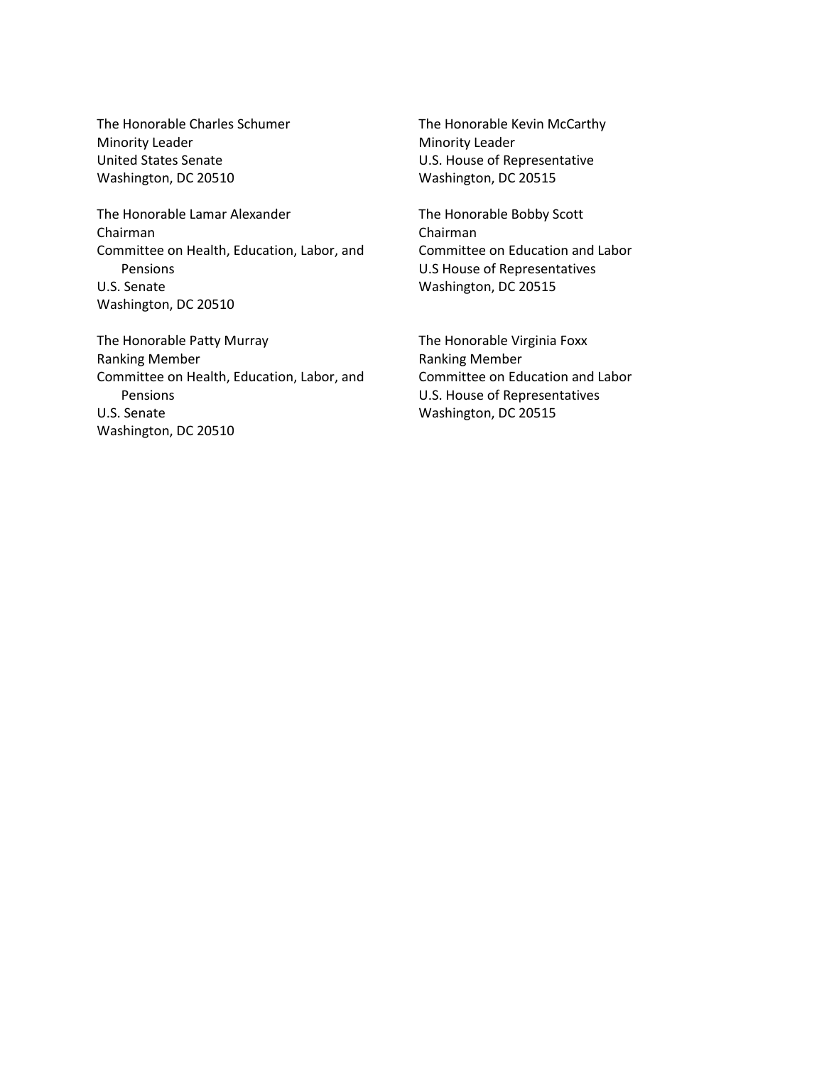The Honorable Charles Schumer
Minority Leader
United States Senate
Washington, DC 20510

The Honorable Lamar Alexander
Chairman
Committee on Health, Education, Labor, and Pensions
U.S. Senate
Washington, DC 20510

The Honorable Patty Murray
Ranking Member
Committee on Health, Education, Labor, and Pensions
U.S. Senate
Washington, DC 20510

The Honorable Kevin McCarthy
Minority Leader
U.S. House of Representative
Washington, DC 20515

The Honorable Bobby Scott
Chairman
Committee on Education and Labor
U.S House of Representatives
Washington, DC 20515

The Honorable Virginia Foxx
Ranking Member
Committee on Education and Labor
U.S. House of Representatives
Washington, DC 20515